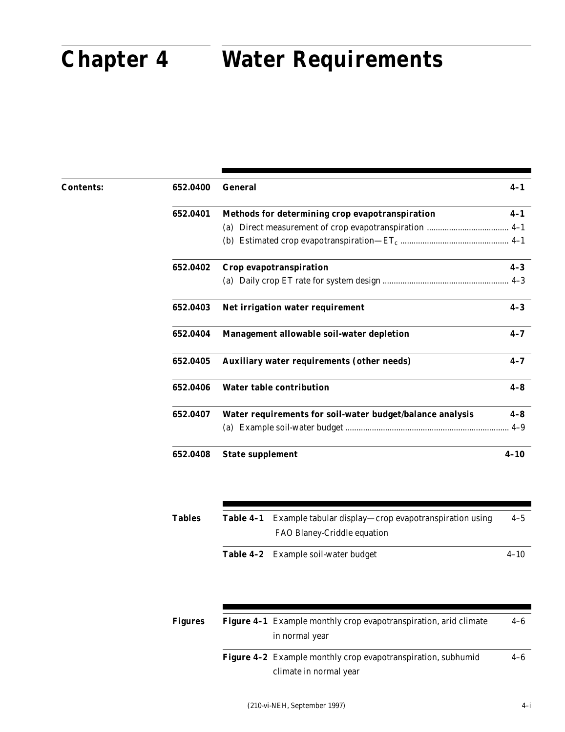# Chapter 4 Water Requirements

**Contents:**

| | | |
|---|---|---|
| **652.0400** | **General** | **4–1** |
| **652.0401** | **Methods for determining crop evapotranspiration** | **4–1** |
| | (a) Direct measurement of crop evapotranspiration | 4–1 |
| | (b) Estimated crop evapotranspiration—$ET_c$ | 4–1 |
| **652.0402** | **Crop evapotranspiration** | **4–3** |
| | (a) Daily crop ET rate for system design | 4–3 |
| **652.0403** | **Net irrigation water requirement** | **4–3** |
| **652.0404** | **Management allowable soil-water depletion** | **4–7** |
| **652.0405** | **Auxiliary water requirements (other needs)** | **4–7** |
| **652.0406** | **Water table contribution** | **4–8** |
| **652.0407** | **Water requirements for soil-water budget/balance analysis** | **4–8** |
| | (a) Example soil-water budget | 4–9 |
| **652.0408** | **State supplement** | **4–10** |

**Tables**

| | | |
|---|---|---|
| **Table 4–1** | Example tabular display—crop evapotranspiration using FAO Blaney-Criddle equation | 4–5 |
| **Table 4–2** | Example soil-water budget | 4–10 |

**Figures**

| | | |
|---|---|---|
| **Figure 4–1** | Example monthly crop evapotranspiration, arid climate in normal year | 4–6 |
| **Figure 4–2** | Example monthly crop evapotranspiration, subhumid climate in normal year | 4–6 |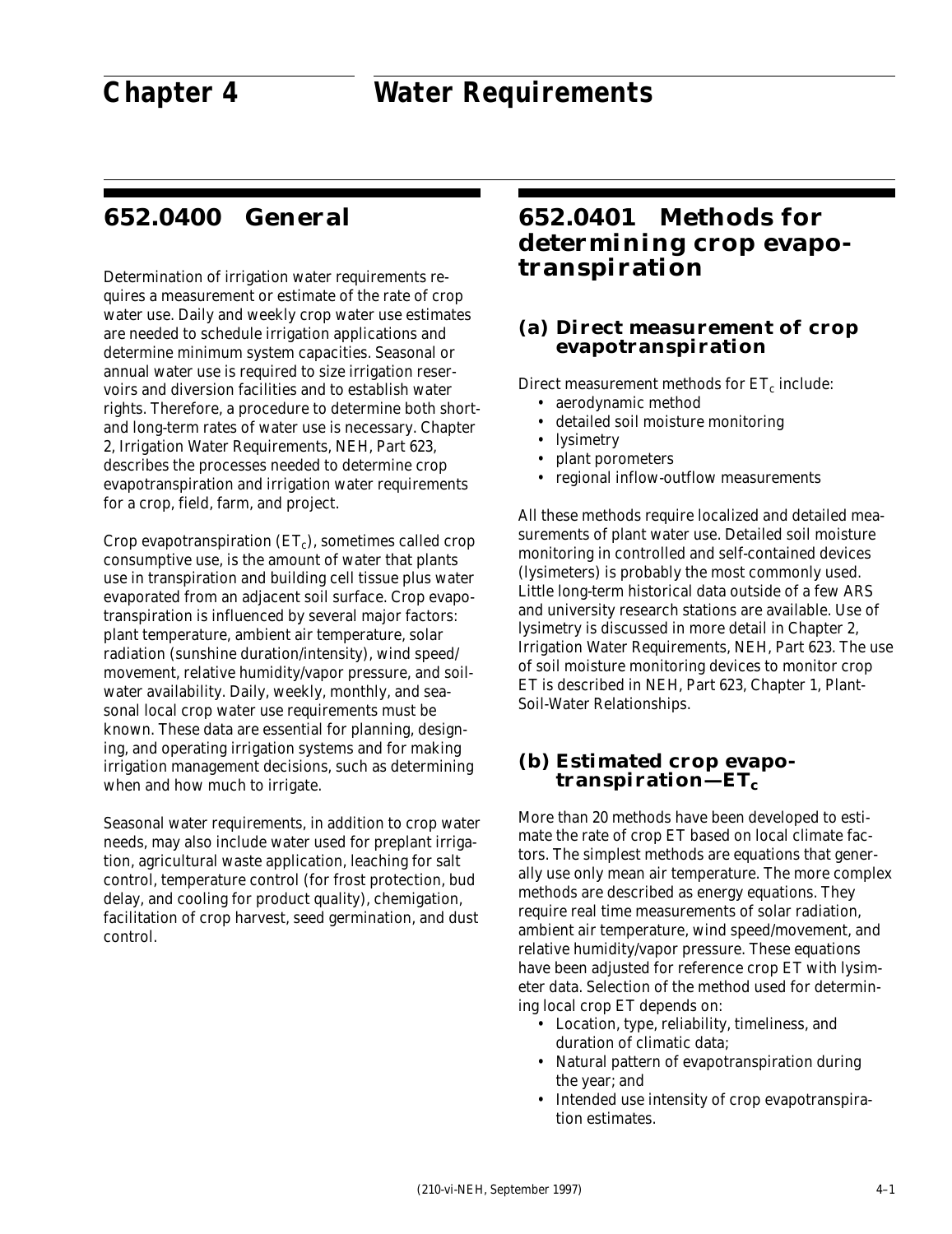# Chapter 4 Water Requirements

## 652.0400 General

Determination of irrigation water requirements requires a measurement or estimate of the rate of crop water use. Daily and weekly crop water use estimates are needed to schedule irrigation applications and determine minimum system capacities. Seasonal or annual water use is required to size irrigation reservoirs and diversion facilities and to establish water rights. Therefore, a procedure to determine both short- and long-term rates of water use is necessary. Chapter 2, Irrigation Water Requirements, NEH, Part 623, describes the processes needed to determine crop evapotranspiration and irrigation water requirements for a crop, field, farm, and project.

Crop evapotranspiration ($ET_c$), sometimes called crop consumptive use, is the amount of water that plants use in transpiration and building cell tissue plus water evaporated from an adjacent soil surface. Crop evapotranspiration is influenced by several major factors: plant temperature, ambient air temperature, solar radiation (sunshine duration/intensity), wind speed/movement, relative humidity/vapor pressure, and soil-water availability. Daily, weekly, monthly, and seasonal local crop water use requirements must be known. These data are essential for planning, designing, and operating irrigation systems and for making irrigation management decisions, such as determining when and how much to irrigate.

Seasonal water requirements, in addition to crop water needs, may also include water used for preplant irrigation, agricultural waste application, leaching for salt control, temperature control (for frost protection, bud delay, and cooling for product quality), chemigation, facilitation of crop harvest, seed germination, and dust control.

## 652.0401 Methods for determining crop evapotranspiration

### (a) Direct measurement of crop evapotranspiration

Direct measurement methods for $ET_c$ include:

- aerodynamic method
- detailed soil moisture monitoring
- lysimetry
- plant porometers
- regional inflow-outflow measurements

All these methods require localized and detailed measurements of plant water use. Detailed soil moisture monitoring in controlled and self-contained devices (lysimeters) is probably the most commonly used. Little long-term historical data outside of a few ARS and university research stations are available. Use of lysimetry is discussed in more detail in Chapter 2, Irrigation Water Requirements, NEH, Part 623. The use of soil moisture monitoring devices to monitor crop ET is described in NEH, Part 623, Chapter 1, Plant-Soil-Water Relationships.

### (b) Estimated crop evapotranspiration—$ET_c$

More than 20 methods have been developed to estimate the rate of crop ET based on local climate factors. The simplest methods are equations that generally use only mean air temperature. The more complex methods are described as energy equations. They require real time measurements of solar radiation, ambient air temperature, wind speed/movement, and relative humidity/vapor pressure. These equations have been adjusted for reference crop ET with lysimeter data. Selection of the method used for determining local crop ET depends on:

- Location, type, reliability, timeliness, and duration of climatic data;
- Natural pattern of evapotranspiration during the year; and
- Intended use intensity of crop evapotranspiration estimates.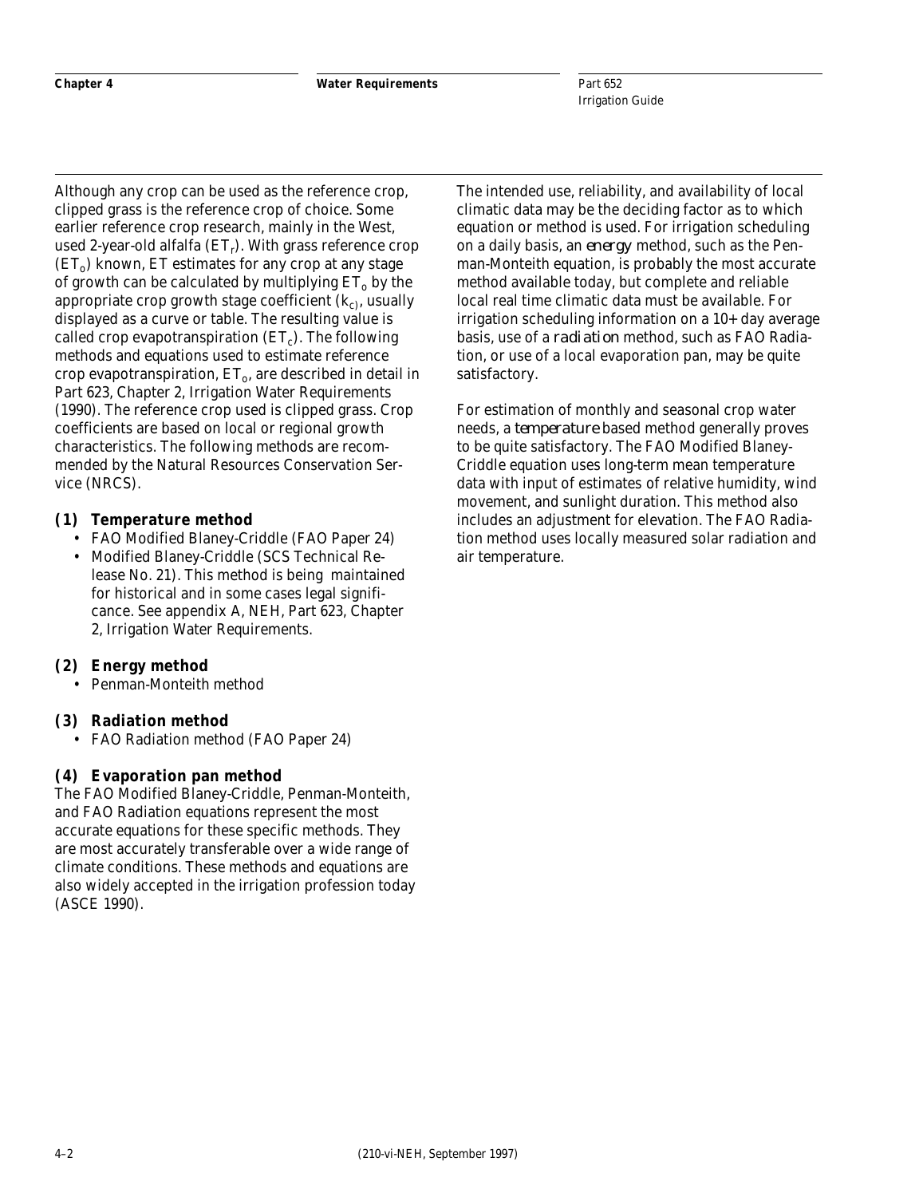Although any crop can be used as the reference crop, clipped grass is the reference crop of choice. Some earlier reference crop research, mainly in the West, used 2-year-old alfalfa ($ET_r$). With grass reference crop ($ET_o$) known, ET estimates for any crop at any stage of growth can be calculated by multiplying $ET_o$ by the appropriate crop growth stage coefficient ($k_c$), usually displayed as a curve or table. The resulting value is called crop evapotranspiration ($ET_c$). The following methods and equations used to estimate reference crop evapotranspiration, $ET_o$, are described in detail in Part 623, Chapter 2, Irrigation Water Requirements (1990). The reference crop used is clipped grass. Crop coefficients are based on local or regional growth characteristics. The following methods are recommended by the Natural Resources Conservation Service (NRCS).

**(1) Temperature method**

- FAO Modified Blaney-Criddle (FAO Paper 24)
- Modified Blaney-Criddle (SCS Technical Release No. 21). This method is being maintained for historical and in some cases legal significance. See appendix A, NEH, Part 623, Chapter 2, Irrigation Water Requirements.

**(2) Energy method**

- Penman-Monteith method

**(3) Radiation method**

- FAO Radiation method (FAO Paper 24)

**(4) Evaporation pan method**

The FAO Modified Blaney-Criddle, Penman-Monteith, and FAO Radiation equations represent the most accurate equations for these specific methods. They are most accurately transferable over a wide range of climate conditions. These methods and equations are also widely accepted in the irrigation profession today (ASCE 1990).

The intended use, reliability, and availability of local climatic data may be the deciding factor as to which equation or method is used. For irrigation scheduling on a daily basis, an *energy* method, such as the Penman-Monteith equation, is probably the most accurate method available today, but complete and reliable local real time climatic data must be available. For irrigation scheduling information on a 10+ day average basis, use of a *radiation* method, such as FAO Radiation, or use of a local evaporation pan, may be quite satisfactory.

For estimation of monthly and seasonal crop water needs, a *temperature* based method generally proves to be quite satisfactory. The FAO Modified Blaney-Criddle equation uses long-term mean temperature data with input of estimates of relative humidity, wind movement, and sunlight duration. This method also includes an adjustment for elevation. The FAO Radiation method uses locally measured solar radiation and air temperature.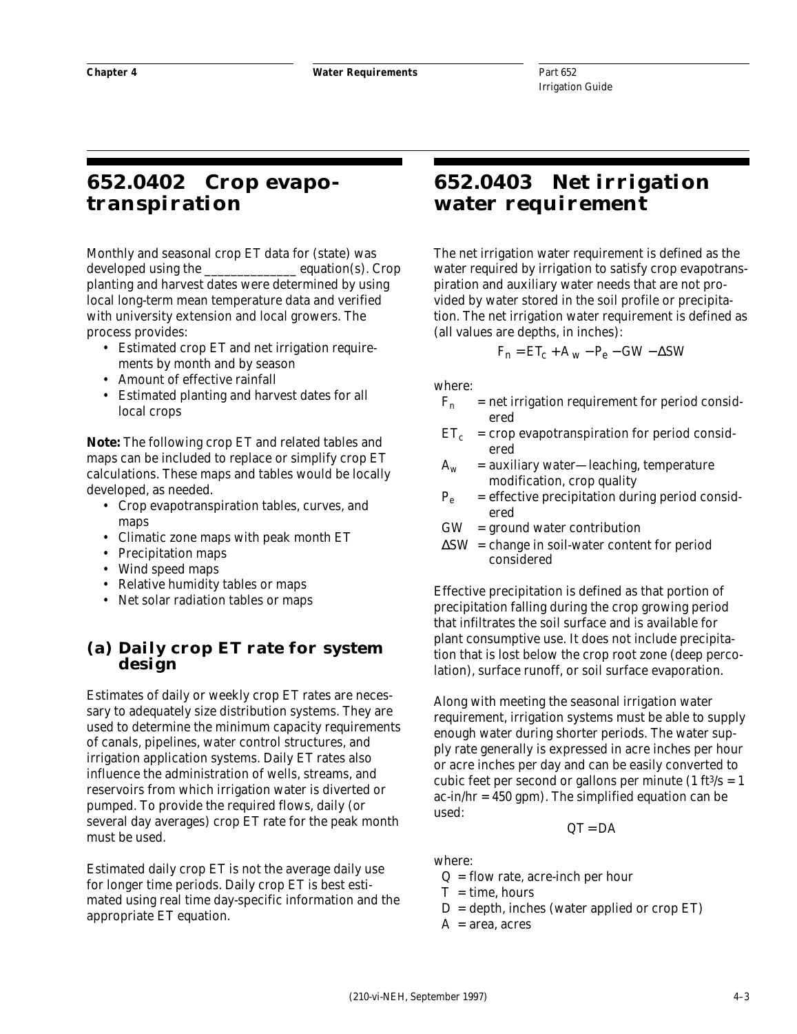## 652.0402 Crop evapotranspiration

Monthly and seasonal crop ET data for (state) was developed using the ______________ equation(s). Crop planting and harvest dates were determined by using local long-term mean temperature data and verified with university extension and local growers. The process provides:

- Estimated crop ET and net irrigation requirements by month and by season
- Amount of effective rainfall
- Estimated planting and harvest dates for all local crops

**Note:** The following crop ET and related tables and maps can be included to replace or simplify crop ET calculations. These maps and tables would be locally developed, as needed.

- Crop evapotranspiration tables, curves, and maps
- Climatic zone maps with peak month ET
- Precipitation maps
- Wind speed maps
- Relative humidity tables or maps
- Net solar radiation tables or maps

### (a) Daily crop ET rate for system design

Estimates of daily or weekly crop ET rates are necessary to adequately size distribution systems. They are used to determine the minimum capacity requirements of canals, pipelines, water control structures, and irrigation application systems. Daily ET rates also influence the administration of wells, streams, and reservoirs from which irrigation water is diverted or pumped. To provide the required flows, daily (or several day averages) crop ET rate for the peak month must be used.

Estimated daily crop ET is not the average daily use for longer time periods. Daily crop ET is best estimated using real time day-specific information and the appropriate ET equation.

## 652.0403 Net irrigation water requirement

The net irrigation water requirement is defined as the water required by irrigation to satisfy crop evapotranspiration and auxiliary water needs that are not provided by water stored in the soil profile or precipitation. The net irrigation water requirement is defined as (all values are depths, in inches):

$$F_n = ET_c + A_w - P_e - GW - \Delta SW$$

where:

- $F_n$ = net irrigation requirement for period considered
- $ET_c$ = crop evapotranspiration for period considered
- $A_w$ = auxiliary water—leaching, temperature modification, crop quality
- $P_e$ = effective precipitation during period considered
- $GW$ = ground water contribution
- $\Delta SW$ = change in soil-water content for period considered

Effective precipitation is defined as that portion of precipitation falling during the crop growing period that infiltrates the soil surface and is available for plant consumptive use. It does not include precipitation that is lost below the crop root zone (deep percolation), surface runoff, or soil surface evaporation.

Along with meeting the seasonal irrigation water requirement, irrigation systems must be able to supply enough water during shorter periods. The water supply rate generally is expressed in acre inches per hour or acre inches per day and can be easily converted to cubic feet per second or gallons per minute ($1\ ft^3/s = 1\ ac\text{-}in/hr = 450\ gpm$). The simplified equation can be used:

$$QT = DA$$

where:

- $Q$ = flow rate, acre-inch per hour
- $T$ = time, hours
- $D$ = depth, inches (water applied or crop ET)
- $A$ = area, acres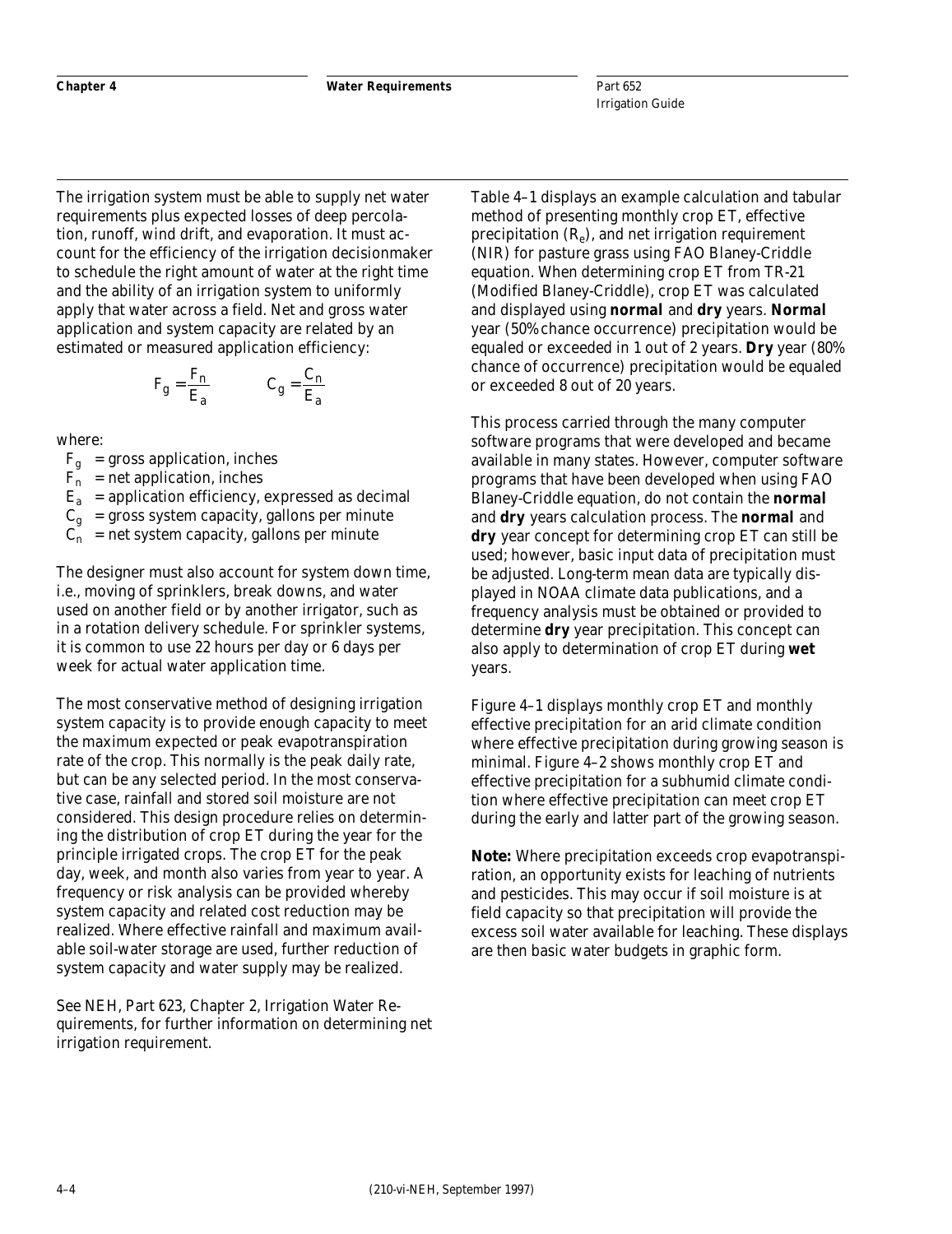The irrigation system must be able to supply net water requirements plus expected losses of deep percolation, runoff, wind drift, and evaporation. It must account for the efficiency of the irrigation decisionmaker to schedule the right amount of water at the right time and the ability of an irrigation system to uniformly apply that water across a field. Net and gross water application and system capacity are related by an estimated or measured application efficiency:

$$F_g = \frac{F_n}{E_a} \qquad C_g = \frac{C_n}{E_a}$$

where:

$F_g$ = gross application, inches
$F_n$ = net application, inches
$E_a$ = application efficiency, expressed as decimal
$C_g$ = gross system capacity, gallons per minute
$C_n$ = net system capacity, gallons per minute

The designer must also account for system down time, i.e., moving of sprinklers, break downs, and water used on another field or by another irrigator, such as in a rotation delivery schedule. For sprinkler systems, it is common to use 22 hours per day or 6 days per week for actual water application time.

The most conservative method of designing irrigation system capacity is to provide enough capacity to meet the maximum expected or peak evapotranspiration rate of the crop. This normally is the peak daily rate, but can be any selected period. In the most conservative case, rainfall and stored soil moisture are not considered. This design procedure relies on determining the distribution of crop ET during the year for the principle irrigated crops. The crop ET for the peak day, week, and month also varies from year to year. A frequency or risk analysis can be provided whereby system capacity and related cost reduction may be realized. Where effective rainfall and maximum available soil-water storage are used, further reduction of system capacity and water supply may be realized.

See NEH, Part 623, Chapter 2, Irrigation Water Requirements, for further information on determining net irrigation requirement.

Table 4–1 displays an example calculation and tabular method of presenting monthly crop ET, effective precipitation ($R_e$), and net irrigation requirement (NIR) for pasture grass using FAO Blaney-Criddle equation. When determining crop ET from TR-21 (Modified Blaney-Criddle), crop ET was calculated and displayed using **normal** and **dry** years. **Normal** year (50% chance occurrence) precipitation would be equaled or exceeded in 1 out of 2 years. **Dry** year (80% chance of occurrence) precipitation would be equaled or exceeded 8 out of 20 years.

This process carried through the many computer software programs that were developed and became available in many states. However, computer software programs that have been developed when using FAO Blaney-Criddle equation, do not contain the **normal** and **dry** years calculation process. The **normal** and **dry** year concept for determining crop ET can still be used; however, basic input data of precipitation must be adjusted. Long-term mean data are typically displayed in NOAA climate data publications, and a frequency analysis must be obtained or provided to determine **dry** year precipitation. This concept can also apply to determination of crop ET during **wet** years.

Figure 4–1 displays monthly crop ET and monthly effective precipitation for an arid climate condition where effective precipitation during growing season is minimal. Figure 4–2 shows monthly crop ET and effective precipitation for a subhumid climate condition where effective precipitation can meet crop ET during the early and latter part of the growing season.

**Note:** Where precipitation exceeds crop evapotranspiration, an opportunity exists for leaching of nutrients and pesticides. This may occur if soil moisture is at field capacity so that precipitation will provide the excess soil water available for leaching. These displays are then basic water budgets in graphic form.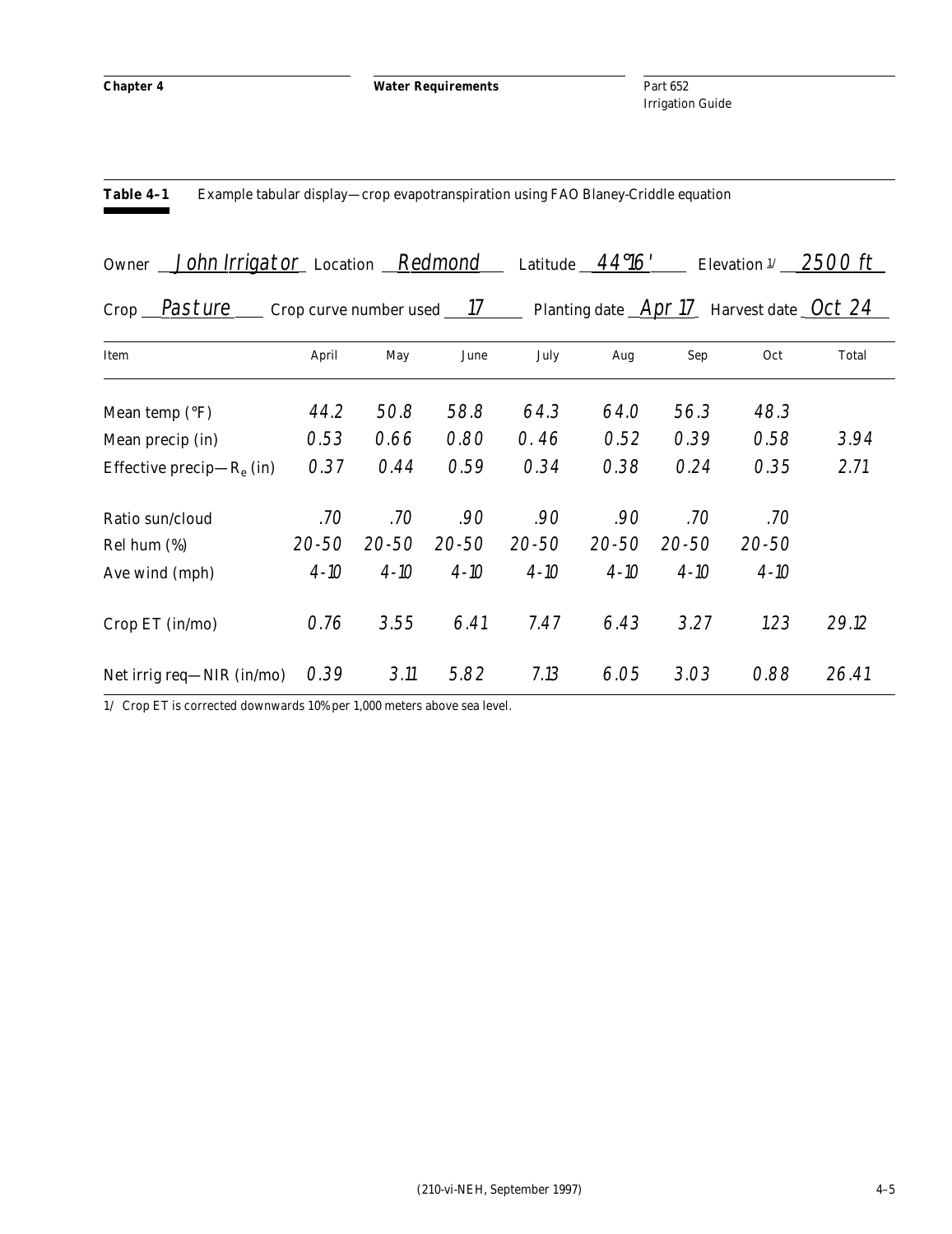**Table 4–1** Example tabular display—crop evapotranspiration using FAO Blaney-Criddle equation

Owner *John Irrigator* Location *Redmond* Latitude *44°16'* Elevation [1/] *2500 ft*

Crop *Pasture* Crop curve number used *17* Planting date *Apr 17* Harvest date *Oct 24*

| Item | April | May | June | July | Aug | Sep | Oct | Total |
|---|---|---|---|---|---|---|---|---|
| Mean temp (°F) | 44.2 | 50.8 | 58.8 | 64.3 | 64.0 | 56.3 | 48.3 | |
| Mean precip (in) | 0.53 | 0.66 | 0.80 | 0.46 | 0.52 | 0.39 | 0.58 | 3.94 |
| Effective precip—$R_e$ (in) | 0.37 | 0.44 | 0.59 | 0.34 | 0.38 | 0.24 | 0.35 | 2.71 |
| Ratio sun/cloud | .70 | .70 | .90 | .90 | .90 | .70 | .70 | |
| Rel hum (%) | 20-50 | 20-50 | 20-50 | 20-50 | 20-50 | 20-50 | 20-50 | |
| Ave wind (mph) | 4-10 | 4-10 | 4-10 | 4-10 | 4-10 | 4-10 | 4-10 | |
| Crop ET (in/mo) | 0.76 | 3.55 | 6.41 | 7.47 | 6.43 | 3.27 | 1.23 | 29.12 |
| Net irrig req—NIR (in/mo) | 0.39 | 3.11 | 5.82 | 7.13 | 6.05 | 3.03 | 0.88 | 26.41 |

1/ Crop ET is corrected downwards 10% per 1,000 meters above sea level.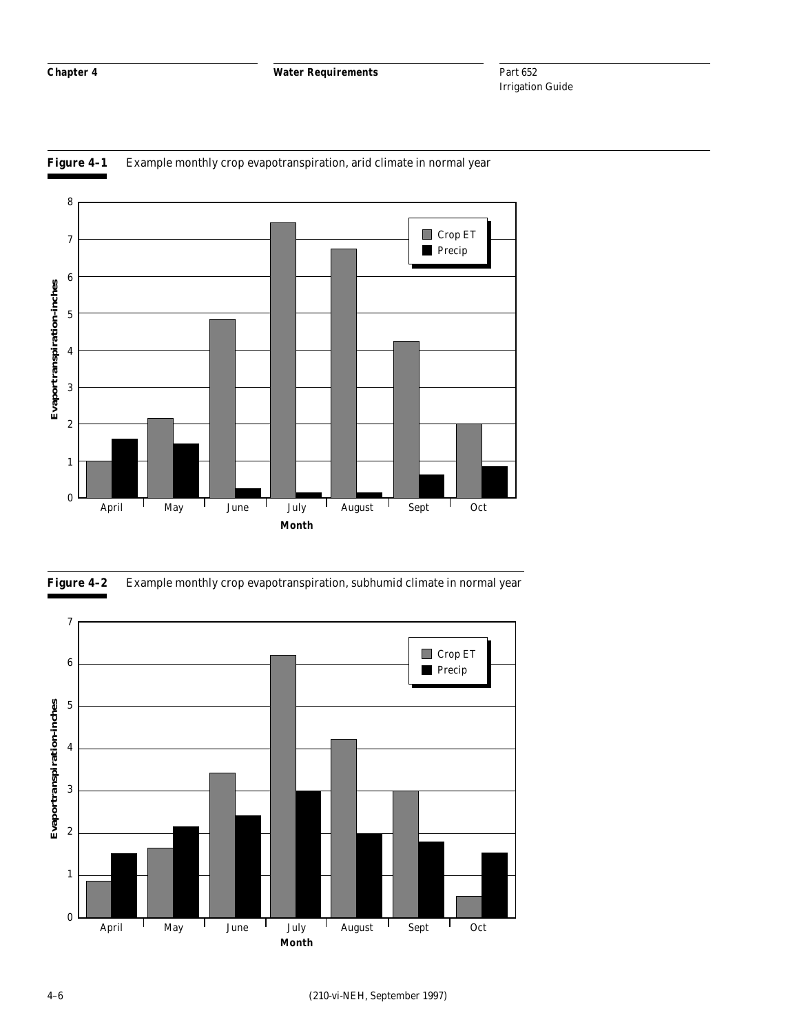**Figure 4–1** Example monthly crop evapotranspiration, arid climate in normal year

**Figure 4–2** Example monthly crop evapotranspiration, subhumid climate in normal year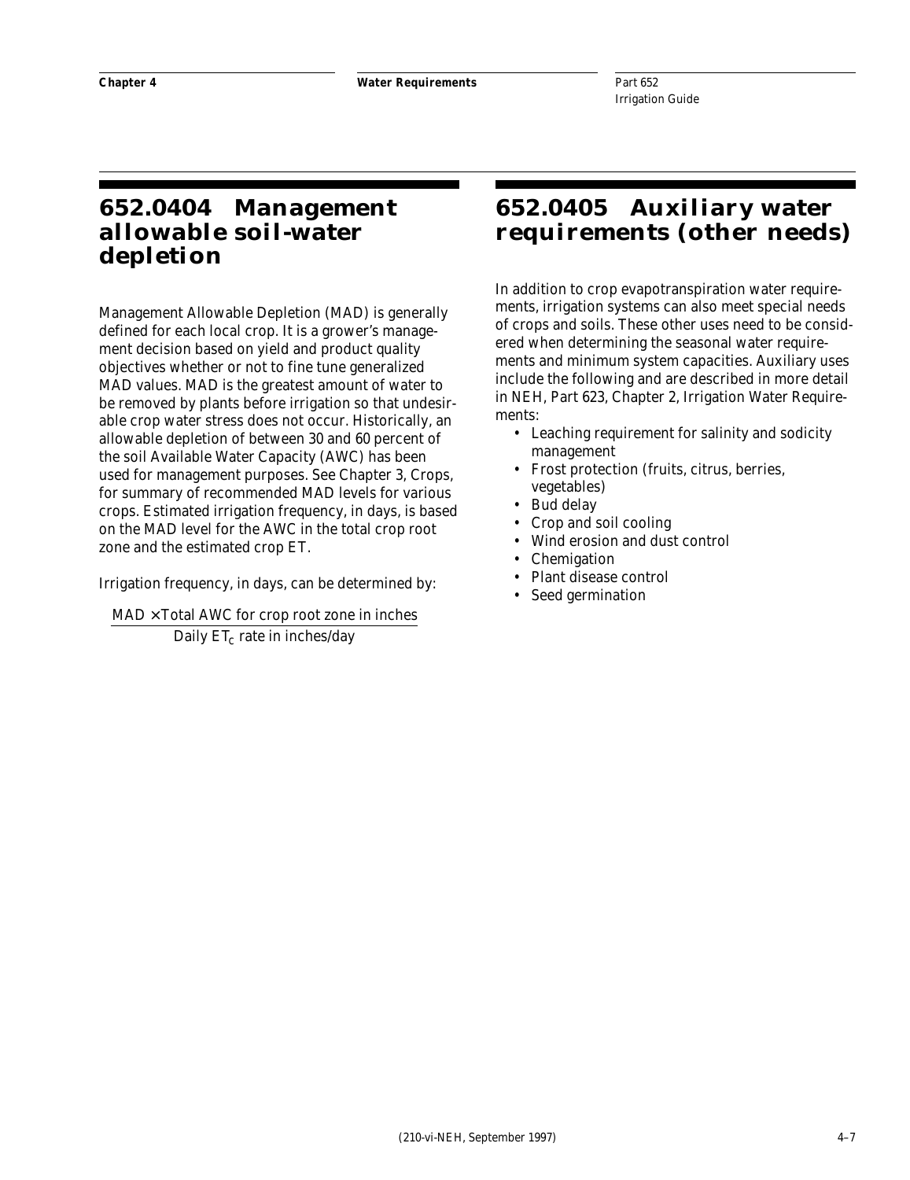## 652.0404 Management allowable soil-water depletion

Management Allowable Depletion (MAD) is generally defined for each local crop. It is a grower's management decision based on yield and product quality objectives whether or not to fine tune generalized MAD values. MAD is the greatest amount of water to be removed by plants before irrigation so that undesirable crop water stress does not occur. Historically, an allowable depletion of between 30 and 60 percent of the soil Available Water Capacity (AWC) has been used for management purposes. See Chapter 3, Crops, for summary of recommended MAD levels for various crops. Estimated irrigation frequency, in days, is based on the MAD level for the AWC in the total crop root zone and the estimated crop ET.

Irrigation frequency, in days, can be determined by:

$$\frac{\text{MAD} \times \text{Total AWC for crop root zone in inches}}{\text{Daily } ET_c \text{ rate in inches/day}}$$

## 652.0405 Auxiliary water requirements (other needs)

In addition to crop evapotranspiration water requirements, irrigation systems can also meet special needs of crops and soils. These other uses need to be considered when determining the seasonal water requirements and minimum system capacities. Auxiliary uses include the following and are described in more detail in NEH, Part 623, Chapter 2, Irrigation Water Requirements:

- Leaching requirement for salinity and sodicity management
- Frost protection (fruits, citrus, berries, vegetables)
- Bud delay
- Crop and soil cooling
- Wind erosion and dust control
- Chemigation
- Plant disease control
- Seed germination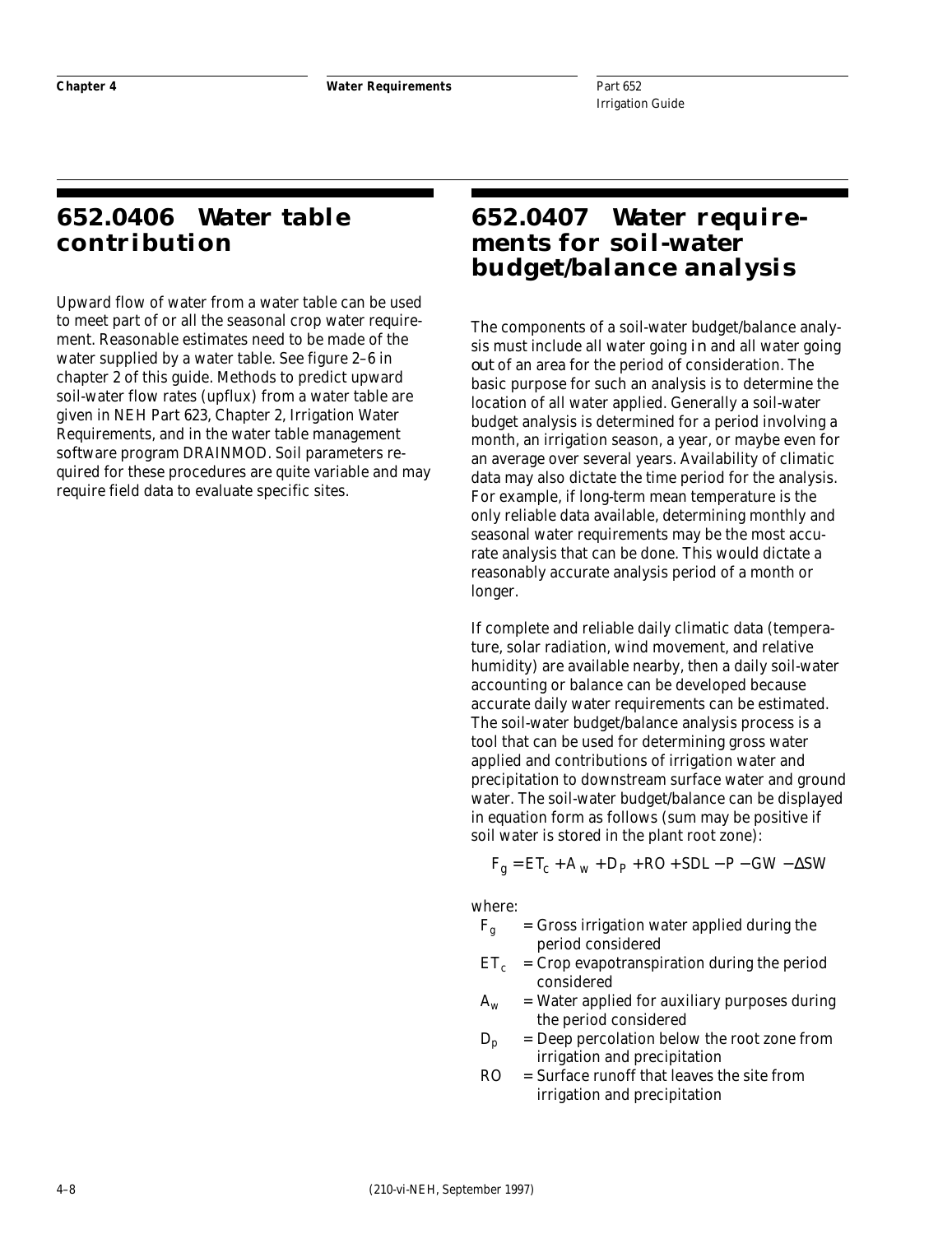## 652.0406 Water table contribution

Upward flow of water from a water table can be used to meet part of or all the seasonal crop water requirement. Reasonable estimates need to be made of the water supplied by a water table. See figure 2–6 in chapter 2 of this guide. Methods to predict upward soil-water flow rates (upflux) from a water table are given in NEH Part 623, Chapter 2, Irrigation Water Requirements, and in the water table management software program DRAINMOD. Soil parameters required for these procedures are quite variable and may require field data to evaluate specific sites.

## 652.0407 Water requirements for soil-water budget/balance analysis

The components of a soil-water budget/balance analysis must include all water going **in** and all water going **out** of an area for the period of consideration. The basic purpose for such an analysis is to determine the location of all water applied. Generally a soil-water budget analysis is determined for a period involving a month, an irrigation season, a year, or maybe even for an average over several years. Availability of climatic data may also dictate the time period for the analysis. For example, if long-term mean temperature is the only reliable data available, determining monthly and seasonal water requirements may be the most accurate analysis that can be done. This would dictate a reasonably accurate analysis period of a month or longer.

If complete and reliable daily climatic data (temperature, solar radiation, wind movement, and relative humidity) are available nearby, then a daily soil-water accounting or balance can be developed because accurate daily water requirements can be estimated. The soil-water budget/balance analysis process is a tool that can be used for determining gross water applied and contributions of irrigation water and precipitation to downstream surface water and ground water. The soil-water budget/balance can be displayed in equation form as follows (sum may be positive if soil water is stored in the plant root zone):

$$F_g = ET_c + A_w + D_P + RO + SDL - P - GW - \Delta SW$$

where:

- $F_g$ = Gross irrigation water applied during the period considered
- $ET_c$ = Crop evapotranspiration during the period considered
- $A_w$ = Water applied for auxiliary purposes during the period considered
- $D_p$ = Deep percolation below the root zone from irrigation and precipitation
- $RO$ = Surface runoff that leaves the site from irrigation and precipitation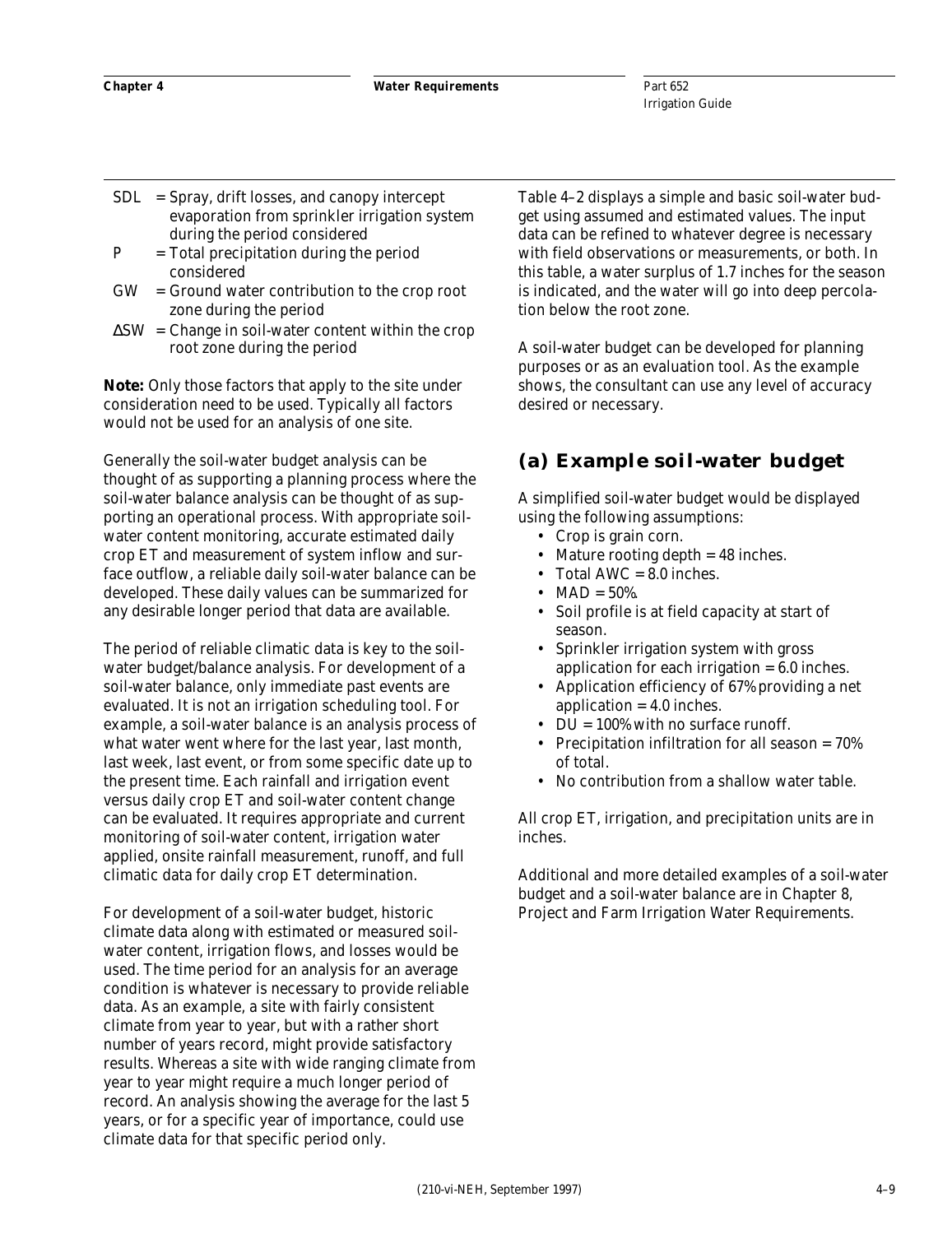SDL = Spray, drift losses, and canopy intercept evaporation from sprinkler irrigation system during the period considered

P = Total precipitation during the period considered

GW = Ground water contribution to the crop root zone during the period

$\Delta SW$ = Change in soil-water content within the crop root zone during the period

**Note:** Only those factors that apply to the site under consideration need to be used. Typically all factors would not be used for an analysis of one site.

Generally the soil-water budget analysis can be thought of as supporting a planning process where the soil-water balance analysis can be thought of as supporting an operational process. With appropriate soil-water content monitoring, accurate estimated daily crop ET and measurement of system inflow and surface outflow, a reliable daily soil-water balance can be developed. These daily values can be summarized for any desirable longer period that data are available.

The period of reliable climatic data is key to the soil-water budget/balance analysis. For development of a soil-water balance, only immediate past events are evaluated. It is not an irrigation scheduling tool. For example, a soil-water balance is an analysis process of what water went where for the last year, last month, last week, last event, or from some specific date up to the present time. Each rainfall and irrigation event versus daily crop ET and soil-water content change can be evaluated. It requires appropriate and current monitoring of soil-water content, irrigation water applied, onsite rainfall measurement, runoff, and full climatic data for daily crop ET determination.

For development of a soil-water budget, historic climate data along with estimated or measured soil-water content, irrigation flows, and losses would be used. The time period for an analysis for an average condition is whatever is necessary to provide reliable data. As an example, a site with fairly consistent climate from year to year, but with a rather short number of years record, might provide satisfactory results. Whereas a site with wide ranging climate from year to year might require a much longer period of record. An analysis showing the average for the last 5 years, or for a specific year of importance, could use climate data for that specific period only.

Table 4–2 displays a simple and basic soil-water budget using assumed and estimated values. The input data can be refined to whatever degree is necessary with field observations or measurements, or both. In this table, a water surplus of 1.7 inches for the season is indicated, and the water will go into deep percolation below the root zone.

A soil-water budget can be developed for planning purposes or as an evaluation tool. As the example shows, the consultant can use any level of accuracy desired or necessary.

## (a) Example soil-water budget

A simplified soil-water budget would be displayed using the following assumptions:

- Crop is grain corn.
- Mature rooting depth = 48 inches.
- Total AWC = 8.0 inches.
- MAD = 50%.
- Soil profile is at field capacity at start of season.
- Sprinkler irrigation system with gross application for each irrigation = 6.0 inches.
- Application efficiency of 67% providing a net application = 4.0 inches.
- DU = 100% with no surface runoff.
- Precipitation infiltration for all season = 70% of total.
- No contribution from a shallow water table.

All crop ET, irrigation, and precipitation units are in inches.

Additional and more detailed examples of a soil-water budget and a soil-water balance are in Chapter 8, Project and Farm Irrigation Water Requirements.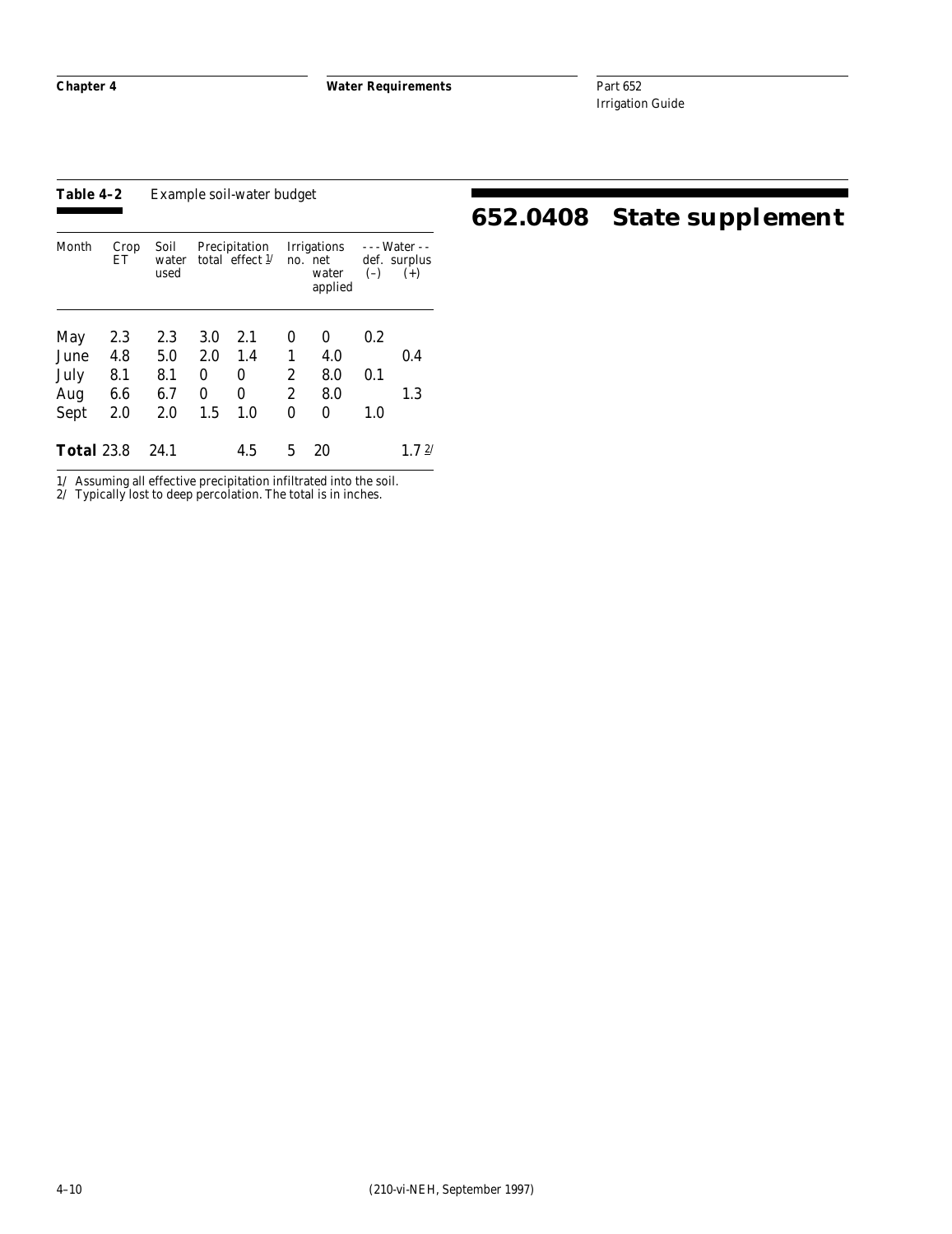**Table 4–2** Example soil-water budget

| Month | Crop ET | Soil water used | Precipitation total | Precipitation effect [1/] | Irrigations no. | Irrigations net water applied | Water def. (–) | Water surplus (+) |
|---|---|---|---|---|---|---|---|---|
| May | 2.3 | 2.3 | 3.0 | 2.1 | 0 | 0 | 0.2 | |
| June | 4.8 | 5.0 | 2.0 | 1.4 | 1 | 4.0 | | 0.4 |
| July | 8.1 | 8.1 | 0 | 0 | 2 | 8.0 | 0.1 | |
| Aug | 6.6 | 6.7 | 0 | 0 | 2 | 8.0 | | 1.3 |
| Sept | 2.0 | 2.0 | 1.5 | 1.0 | 0 | 0 | 1.0 | |
| **Total** | 23.8 | 24.1 | | 4.5 | 5 | 20 | | 1.7 [2/] |

1/ Assuming all effective precipitation infiltrated into the soil.
2/ Typically lost to deep percolation. The total is in inches.

## 652.0408 State supplement